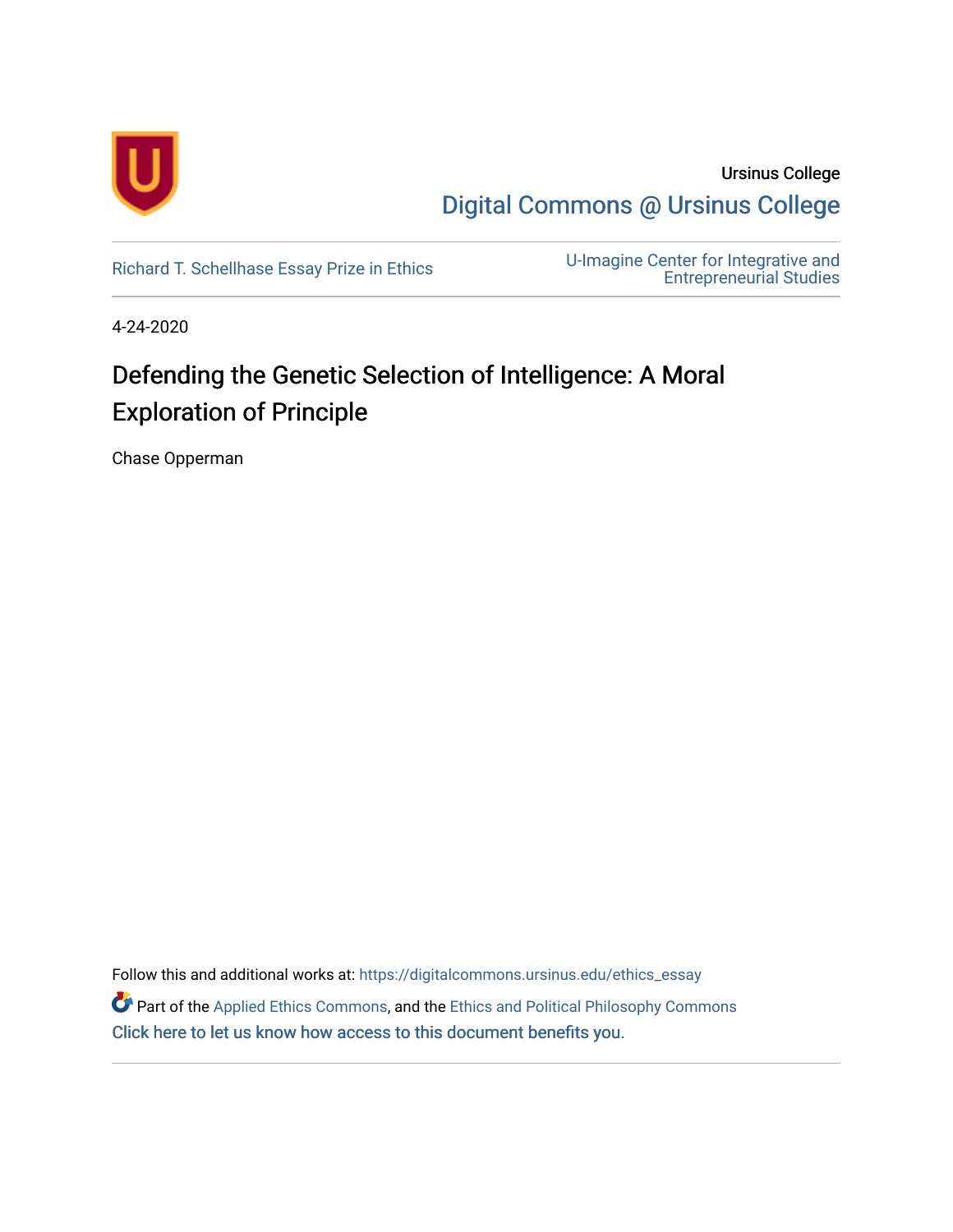Ursinus College

Digital Commons @ Ursinus College

Richard T. Schellhase Essay Prize in Ethics

U-Imagine Center for Integrative and Entrepreneurial Studies

4-24-2020

# Defending the Genetic Selection of Intelligence: A Moral Exploration of Principle

Chase Opperman

Follow this and additional works at: https://digitalcommons.ursinus.edu/ethics_essay

Part of the Applied Ethics Commons, and the Ethics and Political Philosophy Commons

Click here to let us know how access to this document benefits you.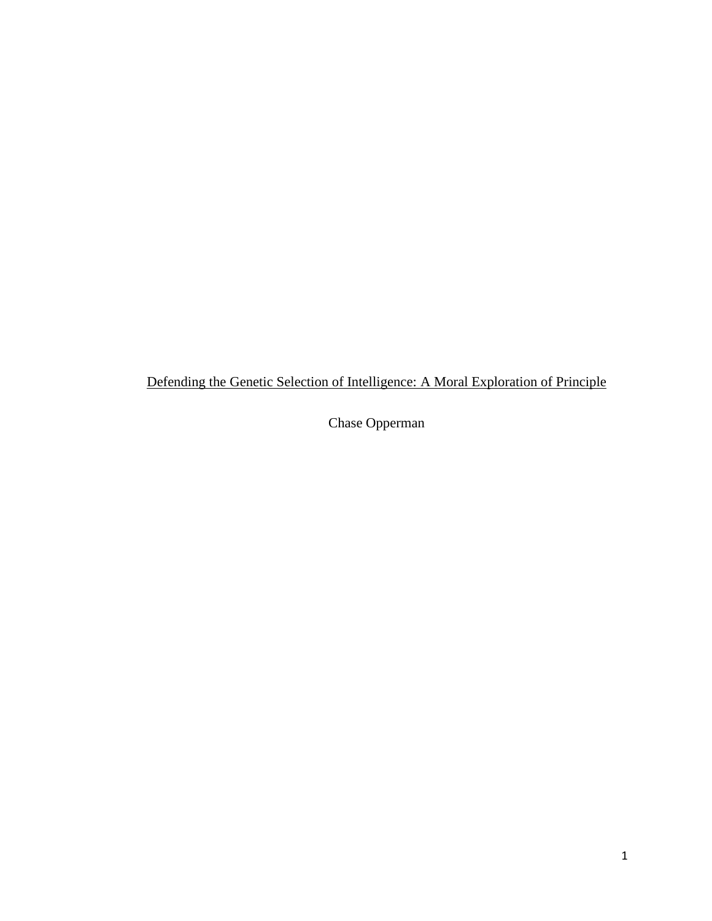Defending the Genetic Selection of Intelligence: A Moral Exploration of Principle

Chase Opperman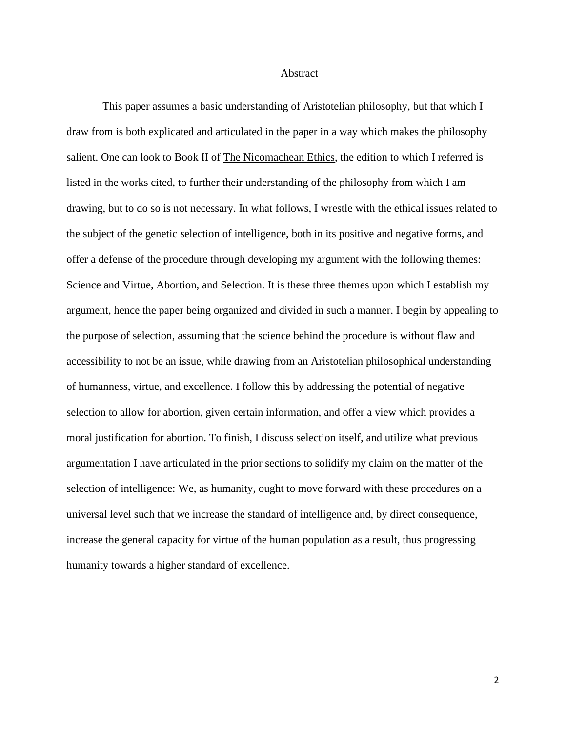# Abstract

This paper assumes a basic understanding of Aristotelian philosophy, but that which I draw from is both explicated and articulated in the paper in a way which makes the philosophy salient. One can look to Book II of The Nicomachean Ethics, the edition to which I referred is listed in the works cited, to further their understanding of the philosophy from which I am drawing, but to do so is not necessary. In what follows, I wrestle with the ethical issues related to the subject of the genetic selection of intelligence, both in its positive and negative forms, and offer a defense of the procedure through developing my argument with the following themes: Science and Virtue, Abortion, and Selection. It is these three themes upon which I establish my argument, hence the paper being organized and divided in such a manner. I begin by appealing to the purpose of selection, assuming that the science behind the procedure is without flaw and accessibility to not be an issue, while drawing from an Aristotelian philosophical understanding of humanness, virtue, and excellence. I follow this by addressing the potential of negative selection to allow for abortion, given certain information, and offer a view which provides a moral justification for abortion. To finish, I discuss selection itself, and utilize what previous argumentation I have articulated in the prior sections to solidify my claim on the matter of the selection of intelligence: We, as humanity, ought to move forward with these procedures on a universal level such that we increase the standard of intelligence and, by direct consequence, increase the general capacity for virtue of the human population as a result, thus progressing humanity towards a higher standard of excellence.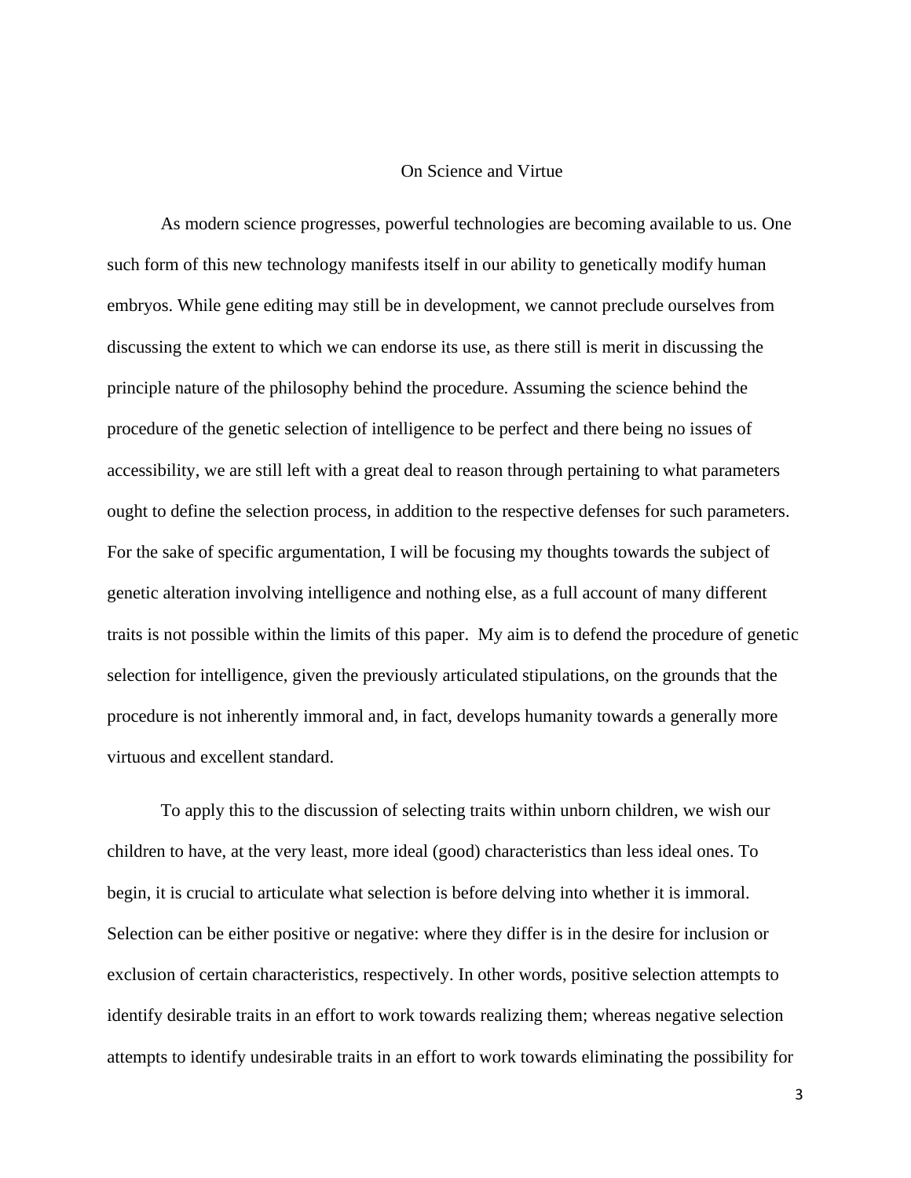# On Science and Virtue

As modern science progresses, powerful technologies are becoming available to us. One such form of this new technology manifests itself in our ability to genetically modify human embryos. While gene editing may still be in development, we cannot preclude ourselves from discussing the extent to which we can endorse its use, as there still is merit in discussing the principle nature of the philosophy behind the procedure. Assuming the science behind the procedure of the genetic selection of intelligence to be perfect and there being no issues of accessibility, we are still left with a great deal to reason through pertaining to what parameters ought to define the selection process, in addition to the respective defenses for such parameters. For the sake of specific argumentation, I will be focusing my thoughts towards the subject of genetic alteration involving intelligence and nothing else, as a full account of many different traits is not possible within the limits of this paper. My aim is to defend the procedure of genetic selection for intelligence, given the previously articulated stipulations, on the grounds that the procedure is not inherently immoral and, in fact, develops humanity towards a generally more virtuous and excellent standard.

To apply this to the discussion of selecting traits within unborn children, we wish our children to have, at the very least, more ideal (good) characteristics than less ideal ones. To begin, it is crucial to articulate what selection is before delving into whether it is immoral. Selection can be either positive or negative: where they differ is in the desire for inclusion or exclusion of certain characteristics, respectively. In other words, positive selection attempts to identify desirable traits in an effort to work towards realizing them; whereas negative selection attempts to identify undesirable traits in an effort to work towards eliminating the possibility for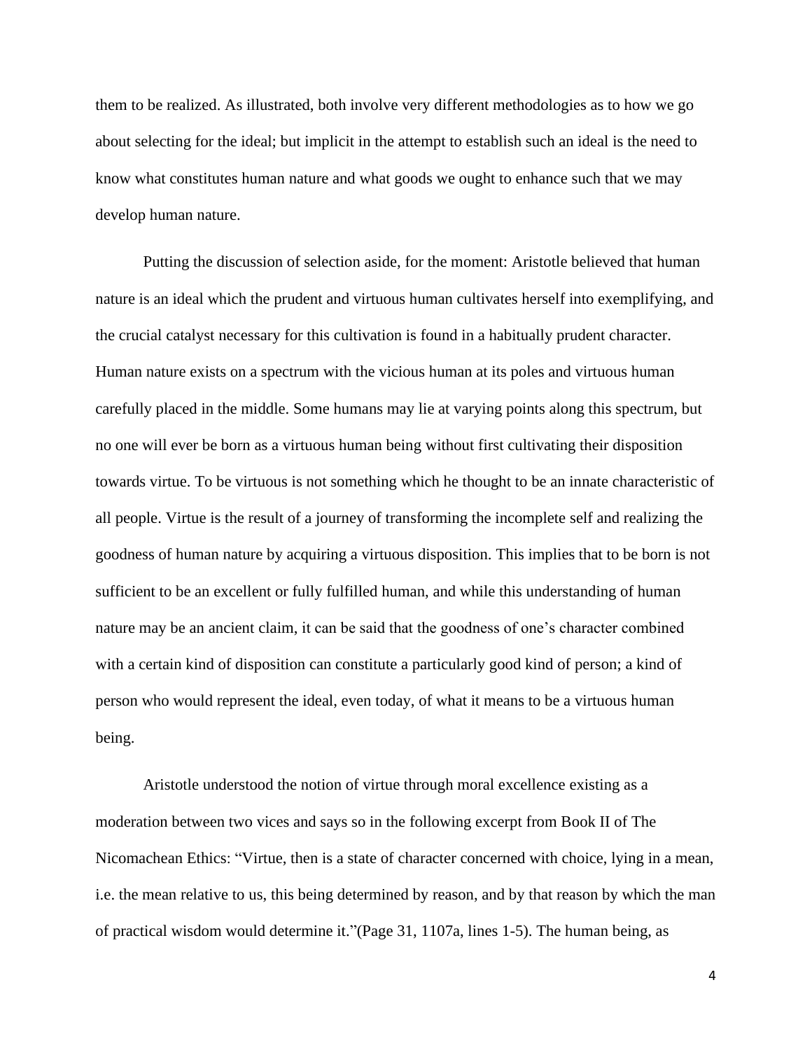them to be realized. As illustrated, both involve very different methodologies as to how we go about selecting for the ideal; but implicit in the attempt to establish such an ideal is the need to know what constitutes human nature and what goods we ought to enhance such that we may develop human nature.

Putting the discussion of selection aside, for the moment: Aristotle believed that human nature is an ideal which the prudent and virtuous human cultivates herself into exemplifying, and the crucial catalyst necessary for this cultivation is found in a habitually prudent character. Human nature exists on a spectrum with the vicious human at its poles and virtuous human carefully placed in the middle. Some humans may lie at varying points along this spectrum, but no one will ever be born as a virtuous human being without first cultivating their disposition towards virtue. To be virtuous is not something which he thought to be an innate characteristic of all people. Virtue is the result of a journey of transforming the incomplete self and realizing the goodness of human nature by acquiring a virtuous disposition. This implies that to be born is not sufficient to be an excellent or fully fulfilled human, and while this understanding of human nature may be an ancient claim, it can be said that the goodness of one's character combined with a certain kind of disposition can constitute a particularly good kind of person; a kind of person who would represent the ideal, even today, of what it means to be a virtuous human being.

Aristotle understood the notion of virtue through moral excellence existing as a moderation between two vices and says so in the following excerpt from Book II of The Nicomachean Ethics: "Virtue, then is a state of character concerned with choice, lying in a mean, i.e. the mean relative to us, this being determined by reason, and by that reason by which the man of practical wisdom would determine it."(Page 31, 1107a, lines 1-5). The human being, as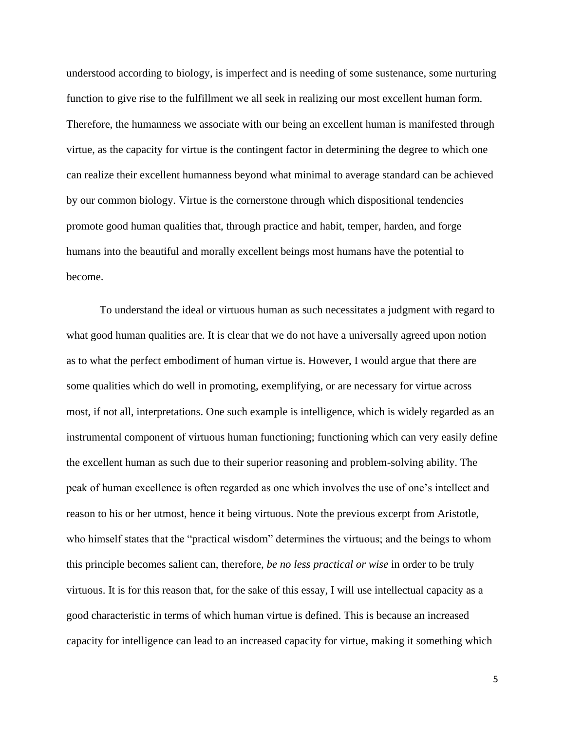understood according to biology, is imperfect and is needing of some sustenance, some nurturing function to give rise to the fulfillment we all seek in realizing our most excellent human form. Therefore, the humanness we associate with our being an excellent human is manifested through virtue, as the capacity for virtue is the contingent factor in determining the degree to which one can realize their excellent humanness beyond what minimal to average standard can be achieved by our common biology. Virtue is the cornerstone through which dispositional tendencies promote good human qualities that, through practice and habit, temper, harden, and forge humans into the beautiful and morally excellent beings most humans have the potential to become.

To understand the ideal or virtuous human as such necessitates a judgment with regard to what good human qualities are. It is clear that we do not have a universally agreed upon notion as to what the perfect embodiment of human virtue is. However, I would argue that there are some qualities which do well in promoting, exemplifying, or are necessary for virtue across most, if not all, interpretations. One such example is intelligence, which is widely regarded as an instrumental component of virtuous human functioning; functioning which can very easily define the excellent human as such due to their superior reasoning and problem-solving ability. The peak of human excellence is often regarded as one which involves the use of one's intellect and reason to his or her utmost, hence it being virtuous. Note the previous excerpt from Aristotle, who himself states that the "practical wisdom" determines the virtuous; and the beings to whom this principle becomes salient can, therefore, *be no less practical or wise* in order to be truly virtuous. It is for this reason that, for the sake of this essay, I will use intellectual capacity as a good characteristic in terms of which human virtue is defined. This is because an increased capacity for intelligence can lead to an increased capacity for virtue, making it something which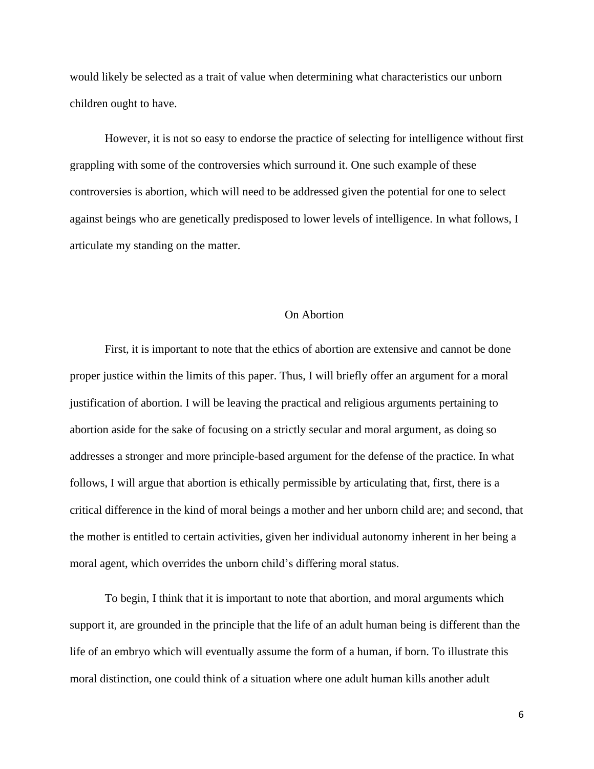would likely be selected as a trait of value when determining what characteristics our unborn children ought to have.

However, it is not so easy to endorse the practice of selecting for intelligence without first grappling with some of the controversies which surround it. One such example of these controversies is abortion, which will need to be addressed given the potential for one to select against beings who are genetically predisposed to lower levels of intelligence. In what follows, I articulate my standing on the matter.

## On Abortion

First, it is important to note that the ethics of abortion are extensive and cannot be done proper justice within the limits of this paper. Thus, I will briefly offer an argument for a moral justification of abortion. I will be leaving the practical and religious arguments pertaining to abortion aside for the sake of focusing on a strictly secular and moral argument, as doing so addresses a stronger and more principle-based argument for the defense of the practice. In what follows, I will argue that abortion is ethically permissible by articulating that, first, there is a critical difference in the kind of moral beings a mother and her unborn child are; and second, that the mother is entitled to certain activities, given her individual autonomy inherent in her being a moral agent, which overrides the unborn child's differing moral status.

To begin, I think that it is important to note that abortion, and moral arguments which support it, are grounded in the principle that the life of an adult human being is different than the life of an embryo which will eventually assume the form of a human, if born. To illustrate this moral distinction, one could think of a situation where one adult human kills another adult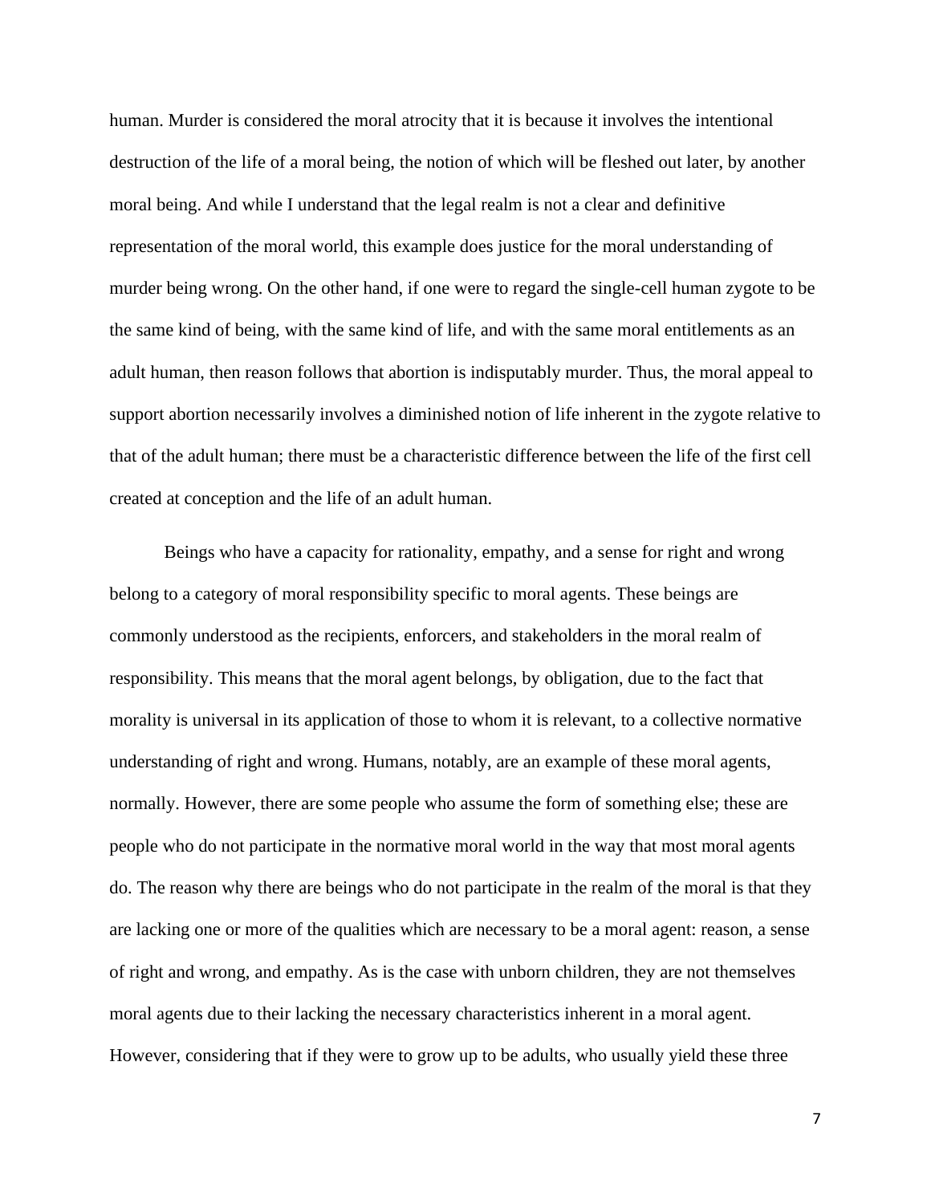human. Murder is considered the moral atrocity that it is because it involves the intentional destruction of the life of a moral being, the notion of which will be fleshed out later, by another moral being. And while I understand that the legal realm is not a clear and definitive representation of the moral world, this example does justice for the moral understanding of murder being wrong. On the other hand, if one were to regard the single-cell human zygote to be the same kind of being, with the same kind of life, and with the same moral entitlements as an adult human, then reason follows that abortion is indisputably murder. Thus, the moral appeal to support abortion necessarily involves a diminished notion of life inherent in the zygote relative to that of the adult human; there must be a characteristic difference between the life of the first cell created at conception and the life of an adult human.

Beings who have a capacity for rationality, empathy, and a sense for right and wrong belong to a category of moral responsibility specific to moral agents. These beings are commonly understood as the recipients, enforcers, and stakeholders in the moral realm of responsibility. This means that the moral agent belongs, by obligation, due to the fact that morality is universal in its application of those to whom it is relevant, to a collective normative understanding of right and wrong. Humans, notably, are an example of these moral agents, normally. However, there are some people who assume the form of something else; these are people who do not participate in the normative moral world in the way that most moral agents do. The reason why there are beings who do not participate in the realm of the moral is that they are lacking one or more of the qualities which are necessary to be a moral agent: reason, a sense of right and wrong, and empathy. As is the case with unborn children, they are not themselves moral agents due to their lacking the necessary characteristics inherent in a moral agent. However, considering that if they were to grow up to be adults, who usually yield these three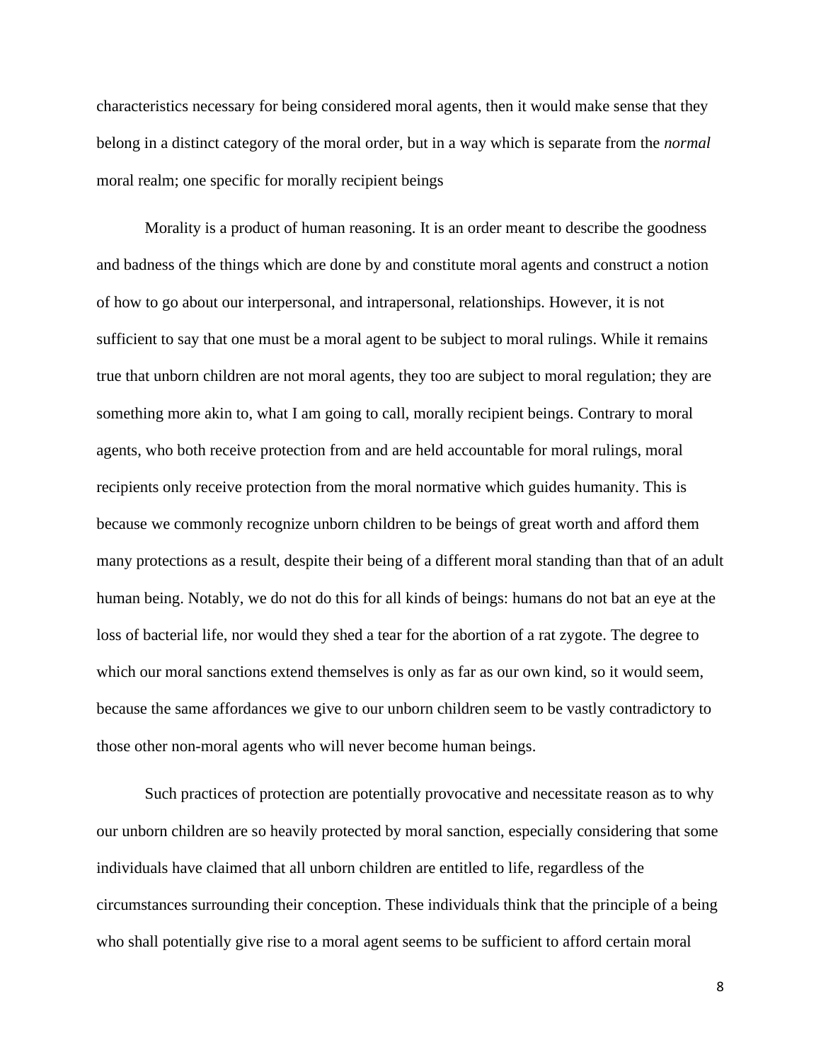characteristics necessary for being considered moral agents, then it would make sense that they belong in a distinct category of the moral order, but in a way which is separate from the *normal* moral realm; one specific for morally recipient beings

Morality is a product of human reasoning. It is an order meant to describe the goodness and badness of the things which are done by and constitute moral agents and construct a notion of how to go about our interpersonal, and intrapersonal, relationships. However, it is not sufficient to say that one must be a moral agent to be subject to moral rulings. While it remains true that unborn children are not moral agents, they too are subject to moral regulation; they are something more akin to, what I am going to call, morally recipient beings. Contrary to moral agents, who both receive protection from and are held accountable for moral rulings, moral recipients only receive protection from the moral normative which guides humanity. This is because we commonly recognize unborn children to be beings of great worth and afford them many protections as a result, despite their being of a different moral standing than that of an adult human being. Notably, we do not do this for all kinds of beings: humans do not bat an eye at the loss of bacterial life, nor would they shed a tear for the abortion of a rat zygote. The degree to which our moral sanctions extend themselves is only as far as our own kind, so it would seem, because the same affordances we give to our unborn children seem to be vastly contradictory to those other non-moral agents who will never become human beings.

Such practices of protection are potentially provocative and necessitate reason as to why our unborn children are so heavily protected by moral sanction, especially considering that some individuals have claimed that all unborn children are entitled to life, regardless of the circumstances surrounding their conception. These individuals think that the principle of a being who shall potentially give rise to a moral agent seems to be sufficient to afford certain moral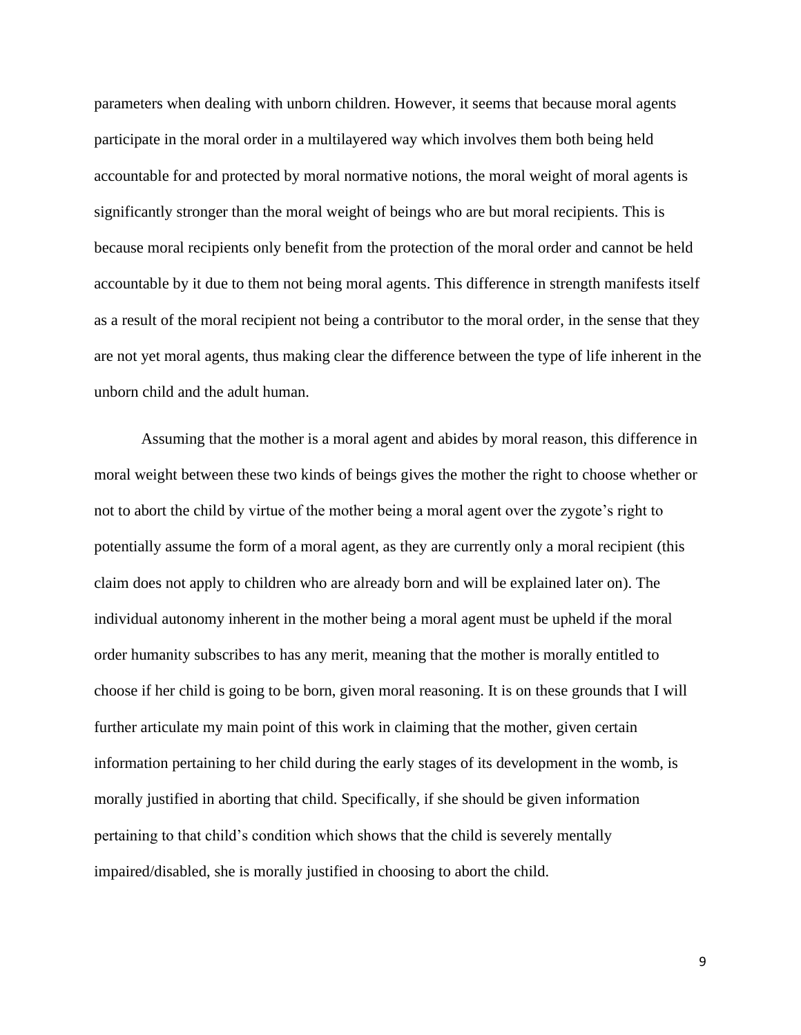parameters when dealing with unborn children. However, it seems that because moral agents participate in the moral order in a multilayered way which involves them both being held accountable for and protected by moral normative notions, the moral weight of moral agents is significantly stronger than the moral weight of beings who are but moral recipients. This is because moral recipients only benefit from the protection of the moral order and cannot be held accountable by it due to them not being moral agents. This difference in strength manifests itself as a result of the moral recipient not being a contributor to the moral order, in the sense that they are not yet moral agents, thus making clear the difference between the type of life inherent in the unborn child and the adult human.

Assuming that the mother is a moral agent and abides by moral reason, this difference in moral weight between these two kinds of beings gives the mother the right to choose whether or not to abort the child by virtue of the mother being a moral agent over the zygote's right to potentially assume the form of a moral agent, as they are currently only a moral recipient (this claim does not apply to children who are already born and will be explained later on). The individual autonomy inherent in the mother being a moral agent must be upheld if the moral order humanity subscribes to has any merit, meaning that the mother is morally entitled to choose if her child is going to be born, given moral reasoning. It is on these grounds that I will further articulate my main point of this work in claiming that the mother, given certain information pertaining to her child during the early stages of its development in the womb, is morally justified in aborting that child. Specifically, if she should be given information pertaining to that child's condition which shows that the child is severely mentally impaired/disabled, she is morally justified in choosing to abort the child.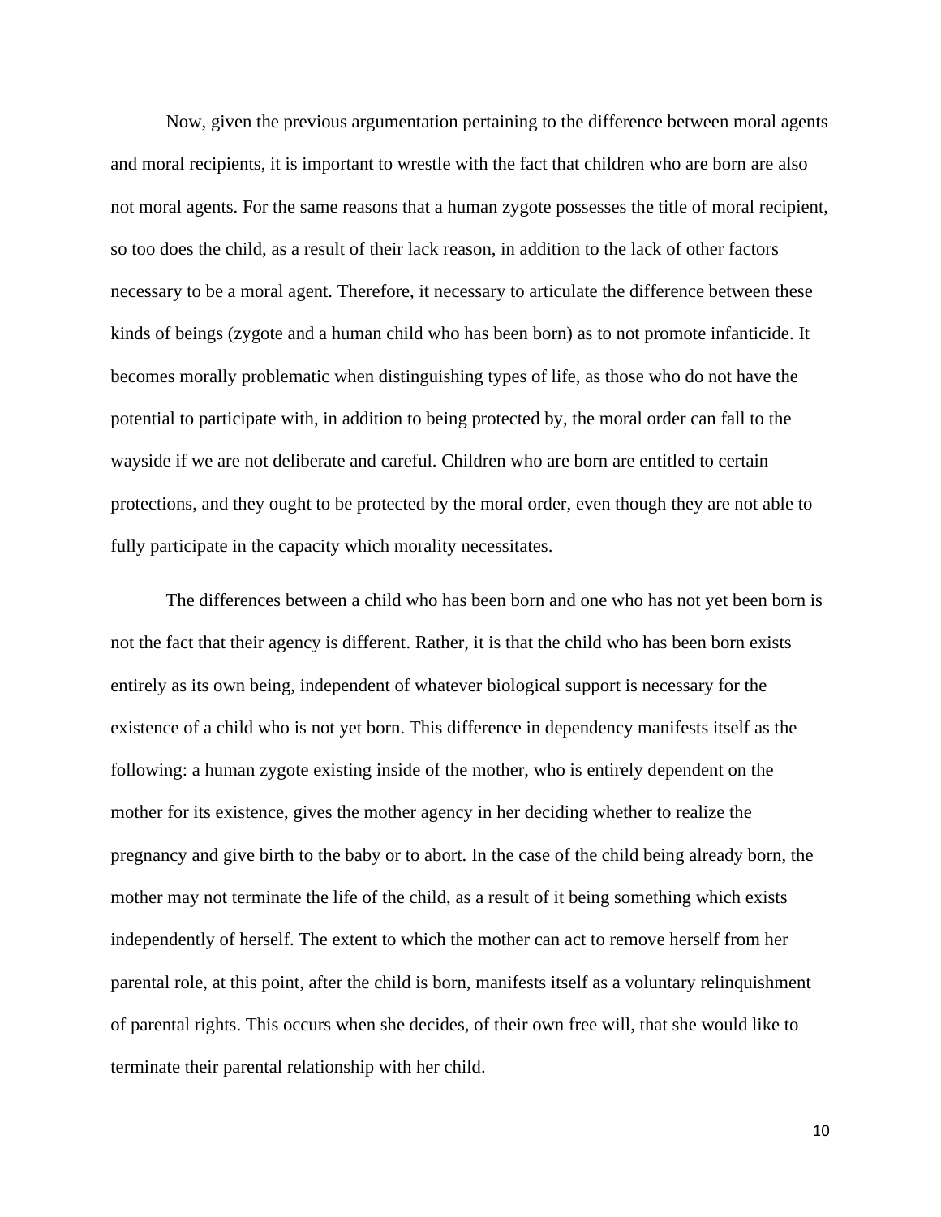Now, given the previous argumentation pertaining to the difference between moral agents and moral recipients, it is important to wrestle with the fact that children who are born are also not moral agents. For the same reasons that a human zygote possesses the title of moral recipient, so too does the child, as a result of their lack reason, in addition to the lack of other factors necessary to be a moral agent. Therefore, it necessary to articulate the difference between these kinds of beings (zygote and a human child who has been born) as to not promote infanticide. It becomes morally problematic when distinguishing types of life, as those who do not have the potential to participate with, in addition to being protected by, the moral order can fall to the wayside if we are not deliberate and careful. Children who are born are entitled to certain protections, and they ought to be protected by the moral order, even though they are not able to fully participate in the capacity which morality necessitates.

The differences between a child who has been born and one who has not yet been born is not the fact that their agency is different. Rather, it is that the child who has been born exists entirely as its own being, independent of whatever biological support is necessary for the existence of a child who is not yet born. This difference in dependency manifests itself as the following: a human zygote existing inside of the mother, who is entirely dependent on the mother for its existence, gives the mother agency in her deciding whether to realize the pregnancy and give birth to the baby or to abort. In the case of the child being already born, the mother may not terminate the life of the child, as a result of it being something which exists independently of herself. The extent to which the mother can act to remove herself from her parental role, at this point, after the child is born, manifests itself as a voluntary relinquishment of parental rights. This occurs when she decides, of their own free will, that she would like to terminate their parental relationship with her child.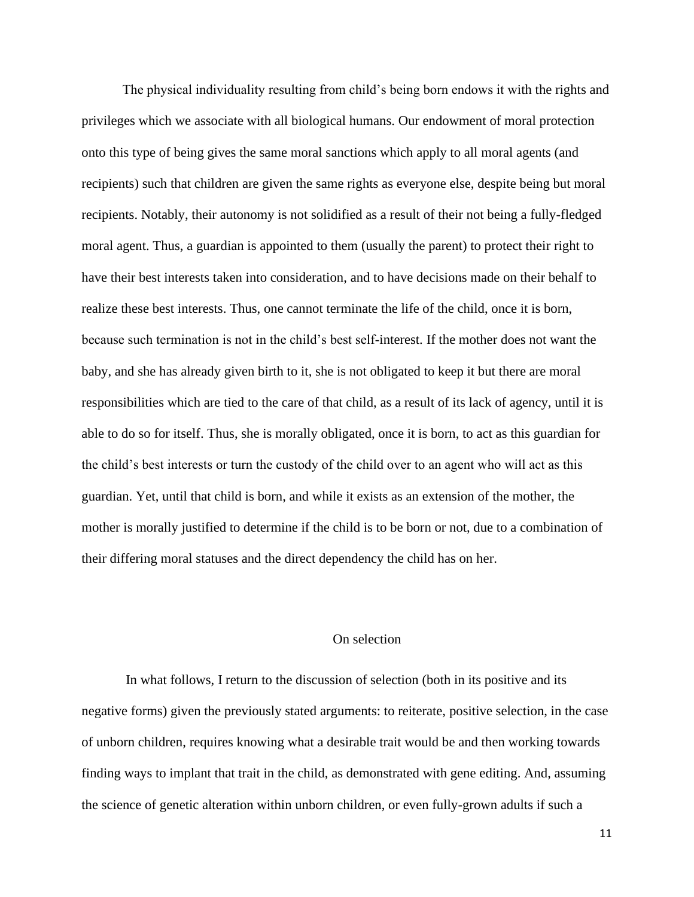The physical individuality resulting from child's being born endows it with the rights and privileges which we associate with all biological humans. Our endowment of moral protection onto this type of being gives the same moral sanctions which apply to all moral agents (and recipients) such that children are given the same rights as everyone else, despite being but moral recipients. Notably, their autonomy is not solidified as a result of their not being a fully-fledged moral agent. Thus, a guardian is appointed to them (usually the parent) to protect their right to have their best interests taken into consideration, and to have decisions made on their behalf to realize these best interests. Thus, one cannot terminate the life of the child, once it is born, because such termination is not in the child's best self-interest. If the mother does not want the baby, and she has already given birth to it, she is not obligated to keep it but there are moral responsibilities which are tied to the care of that child, as a result of its lack of agency, until it is able to do so for itself. Thus, she is morally obligated, once it is born, to act as this guardian for the child's best interests or turn the custody of the child over to an agent who will act as this guardian. Yet, until that child is born, and while it exists as an extension of the mother, the mother is morally justified to determine if the child is to be born or not, due to a combination of their differing moral statuses and the direct dependency the child has on her.

## On selection

In what follows, I return to the discussion of selection (both in its positive and its negative forms) given the previously stated arguments: to reiterate, positive selection, in the case of unborn children, requires knowing what a desirable trait would be and then working towards finding ways to implant that trait in the child, as demonstrated with gene editing. And, assuming the science of genetic alteration within unborn children, or even fully-grown adults if such a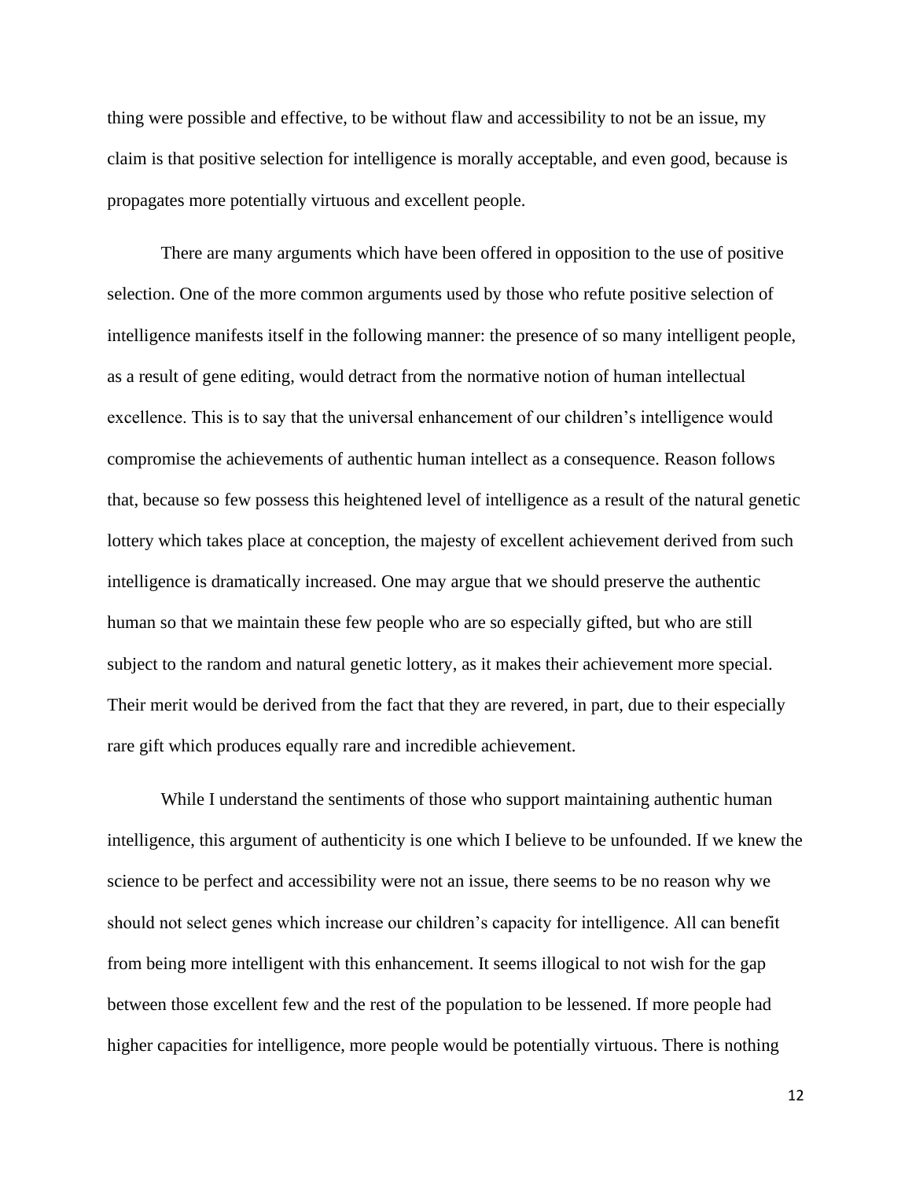thing were possible and effective, to be without flaw and accessibility to not be an issue, my claim is that positive selection for intelligence is morally acceptable, and even good, because is propagates more potentially virtuous and excellent people.

There are many arguments which have been offered in opposition to the use of positive selection. One of the more common arguments used by those who refute positive selection of intelligence manifests itself in the following manner: the presence of so many intelligent people, as a result of gene editing, would detract from the normative notion of human intellectual excellence. This is to say that the universal enhancement of our children's intelligence would compromise the achievements of authentic human intellect as a consequence. Reason follows that, because so few possess this heightened level of intelligence as a result of the natural genetic lottery which takes place at conception, the majesty of excellent achievement derived from such intelligence is dramatically increased. One may argue that we should preserve the authentic human so that we maintain these few people who are so especially gifted, but who are still subject to the random and natural genetic lottery, as it makes their achievement more special. Their merit would be derived from the fact that they are revered, in part, due to their especially rare gift which produces equally rare and incredible achievement.

While I understand the sentiments of those who support maintaining authentic human intelligence, this argument of authenticity is one which I believe to be unfounded. If we knew the science to be perfect and accessibility were not an issue, there seems to be no reason why we should not select genes which increase our children's capacity for intelligence. All can benefit from being more intelligent with this enhancement. It seems illogical to not wish for the gap between those excellent few and the rest of the population to be lessened. If more people had higher capacities for intelligence, more people would be potentially virtuous. There is nothing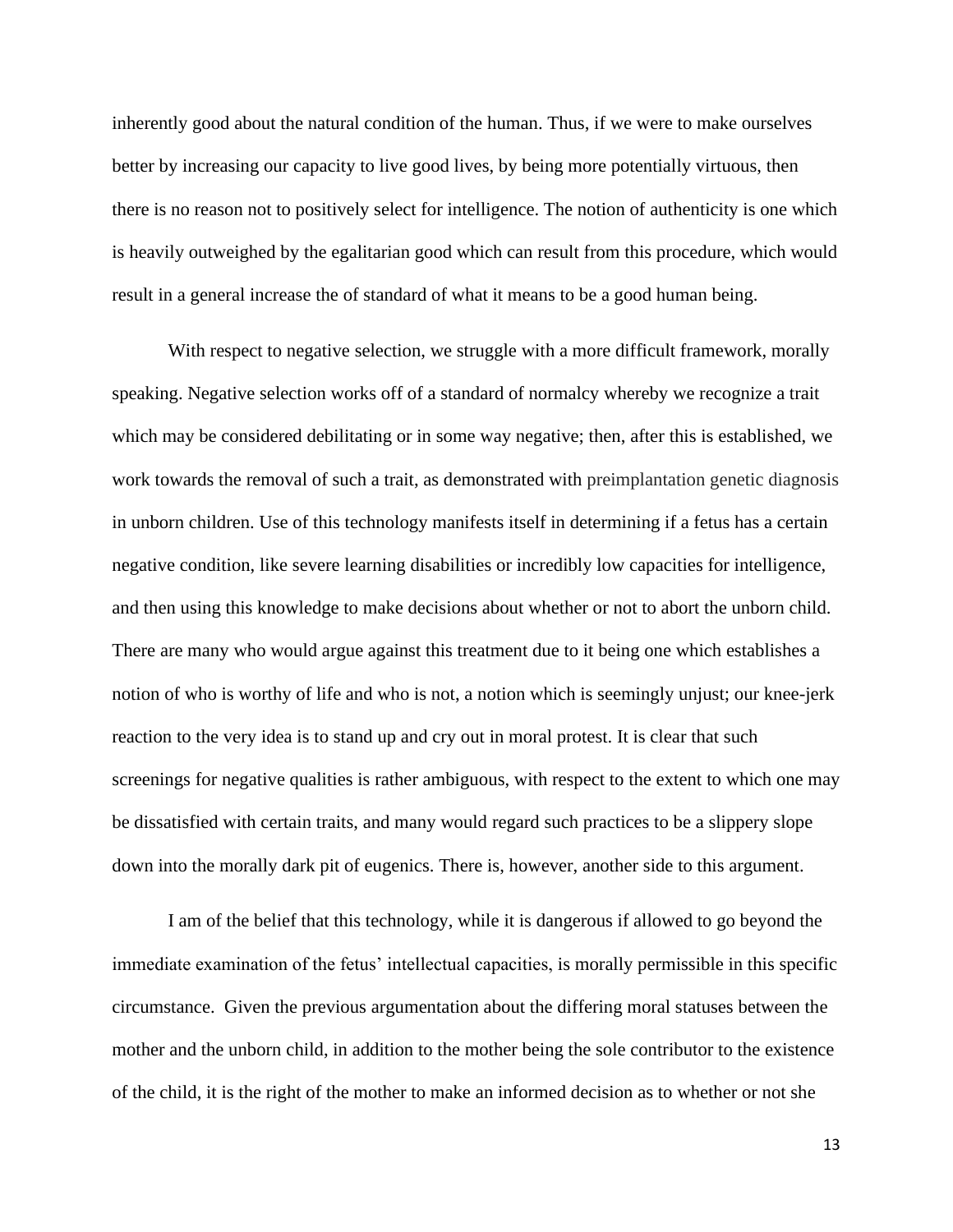inherently good about the natural condition of the human. Thus, if we were to make ourselves better by increasing our capacity to live good lives, by being more potentially virtuous, then there is no reason not to positively select for intelligence. The notion of authenticity is one which is heavily outweighed by the egalitarian good which can result from this procedure, which would result in a general increase the of standard of what it means to be a good human being.

With respect to negative selection, we struggle with a more difficult framework, morally speaking. Negative selection works off of a standard of normalcy whereby we recognize a trait which may be considered debilitating or in some way negative; then, after this is established, we work towards the removal of such a trait, as demonstrated with preimplantation genetic diagnosis in unborn children. Use of this technology manifests itself in determining if a fetus has a certain negative condition, like severe learning disabilities or incredibly low capacities for intelligence, and then using this knowledge to make decisions about whether or not to abort the unborn child. There are many who would argue against this treatment due to it being one which establishes a notion of who is worthy of life and who is not, a notion which is seemingly unjust; our knee-jerk reaction to the very idea is to stand up and cry out in moral protest. It is clear that such screenings for negative qualities is rather ambiguous, with respect to the extent to which one may be dissatisfied with certain traits, and many would regard such practices to be a slippery slope down into the morally dark pit of eugenics. There is, however, another side to this argument.

I am of the belief that this technology, while it is dangerous if allowed to go beyond the immediate examination of the fetus' intellectual capacities, is morally permissible in this specific circumstance. Given the previous argumentation about the differing moral statuses between the mother and the unborn child, in addition to the mother being the sole contributor to the existence of the child, it is the right of the mother to make an informed decision as to whether or not she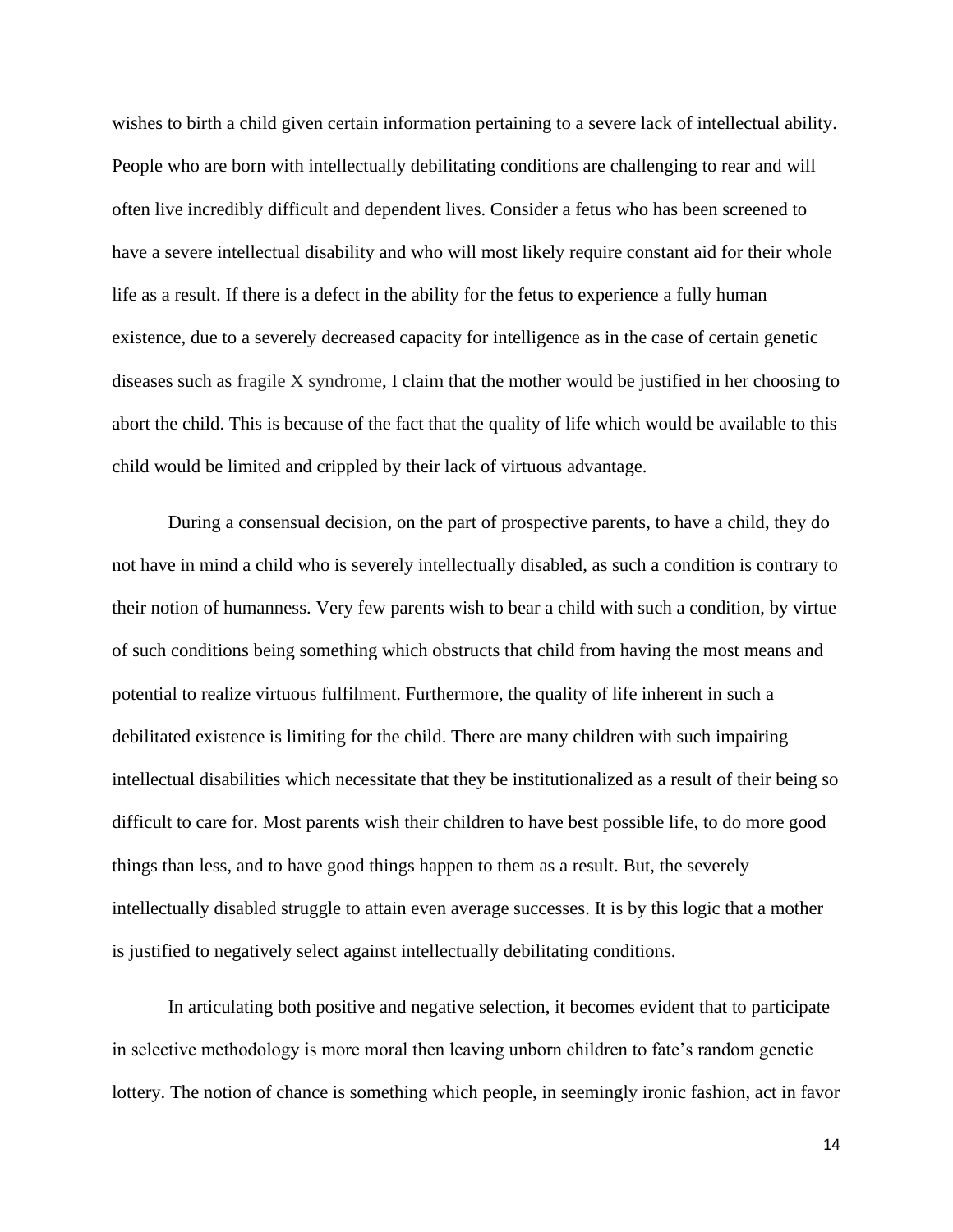wishes to birth a child given certain information pertaining to a severe lack of intellectual ability. People who are born with intellectually debilitating conditions are challenging to rear and will often live incredibly difficult and dependent lives. Consider a fetus who has been screened to have a severe intellectual disability and who will most likely require constant aid for their whole life as a result. If there is a defect in the ability for the fetus to experience a fully human existence, due to a severely decreased capacity for intelligence as in the case of certain genetic diseases such as fragile X syndrome, I claim that the mother would be justified in her choosing to abort the child. This is because of the fact that the quality of life which would be available to this child would be limited and crippled by their lack of virtuous advantage.

During a consensual decision, on the part of prospective parents, to have a child, they do not have in mind a child who is severely intellectually disabled, as such a condition is contrary to their notion of humanness. Very few parents wish to bear a child with such a condition, by virtue of such conditions being something which obstructs that child from having the most means and potential to realize virtuous fulfilment. Furthermore, the quality of life inherent in such a debilitated existence is limiting for the child. There are many children with such impairing intellectual disabilities which necessitate that they be institutionalized as a result of their being so difficult to care for. Most parents wish their children to have best possible life, to do more good things than less, and to have good things happen to them as a result. But, the severely intellectually disabled struggle to attain even average successes. It is by this logic that a mother is justified to negatively select against intellectually debilitating conditions.

In articulating both positive and negative selection, it becomes evident that to participate in selective methodology is more moral then leaving unborn children to fate's random genetic lottery. The notion of chance is something which people, in seemingly ironic fashion, act in favor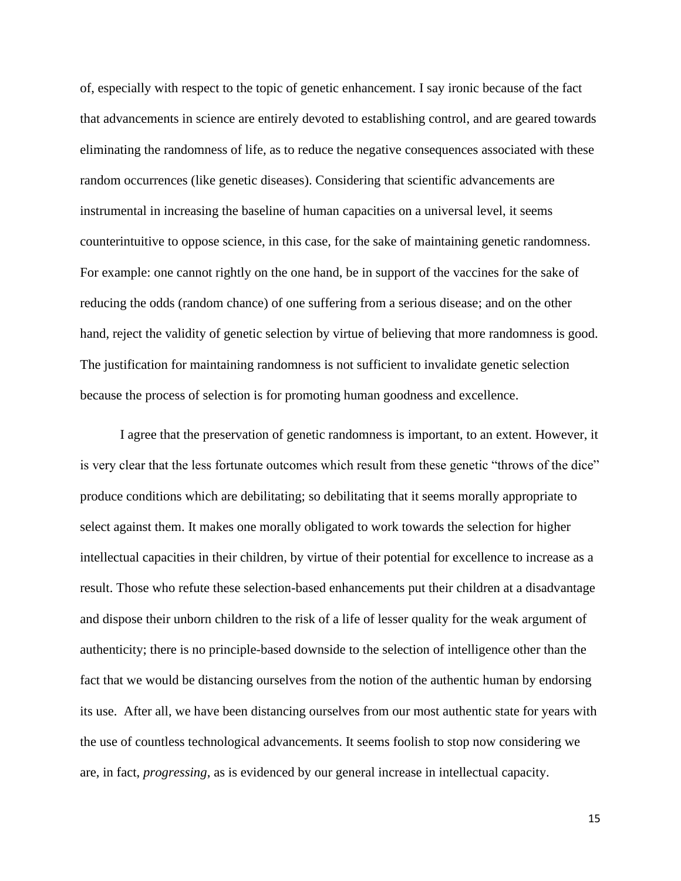of, especially with respect to the topic of genetic enhancement. I say ironic because of the fact that advancements in science are entirely devoted to establishing control, and are geared towards eliminating the randomness of life, as to reduce the negative consequences associated with these random occurrences (like genetic diseases). Considering that scientific advancements are instrumental in increasing the baseline of human capacities on a universal level, it seems counterintuitive to oppose science, in this case, for the sake of maintaining genetic randomness. For example: one cannot rightly on the one hand, be in support of the vaccines for the sake of reducing the odds (random chance) of one suffering from a serious disease; and on the other hand, reject the validity of genetic selection by virtue of believing that more randomness is good. The justification for maintaining randomness is not sufficient to invalidate genetic selection because the process of selection is for promoting human goodness and excellence.

I agree that the preservation of genetic randomness is important, to an extent. However, it is very clear that the less fortunate outcomes which result from these genetic "throws of the dice" produce conditions which are debilitating; so debilitating that it seems morally appropriate to select against them. It makes one morally obligated to work towards the selection for higher intellectual capacities in their children, by virtue of their potential for excellence to increase as a result. Those who refute these selection-based enhancements put their children at a disadvantage and dispose their unborn children to the risk of a life of lesser quality for the weak argument of authenticity; there is no principle-based downside to the selection of intelligence other than the fact that we would be distancing ourselves from the notion of the authentic human by endorsing its use. After all, we have been distancing ourselves from our most authentic state for years with the use of countless technological advancements. It seems foolish to stop now considering we are, in fact, *progressing*, as is evidenced by our general increase in intellectual capacity.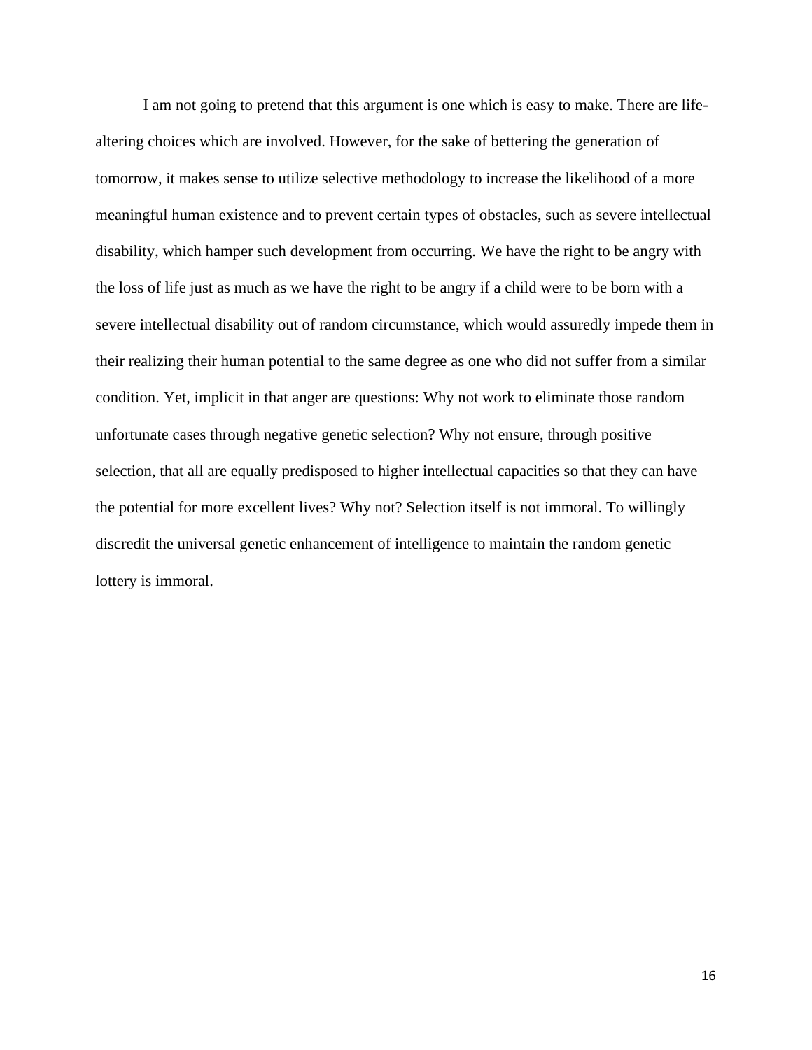I am not going to pretend that this argument is one which is easy to make. There are life-altering choices which are involved. However, for the sake of bettering the generation of tomorrow, it makes sense to utilize selective methodology to increase the likelihood of a more meaningful human existence and to prevent certain types of obstacles, such as severe intellectual disability, which hamper such development from occurring. We have the right to be angry with the loss of life just as much as we have the right to be angry if a child were to be born with a severe intellectual disability out of random circumstance, which would assuredly impede them in their realizing their human potential to the same degree as one who did not suffer from a similar condition. Yet, implicit in that anger are questions: Why not work to eliminate those random unfortunate cases through negative genetic selection? Why not ensure, through positive selection, that all are equally predisposed to higher intellectual capacities so that they can have the potential for more excellent lives? Why not? Selection itself is not immoral. To willingly discredit the universal genetic enhancement of intelligence to maintain the random genetic lottery is immoral.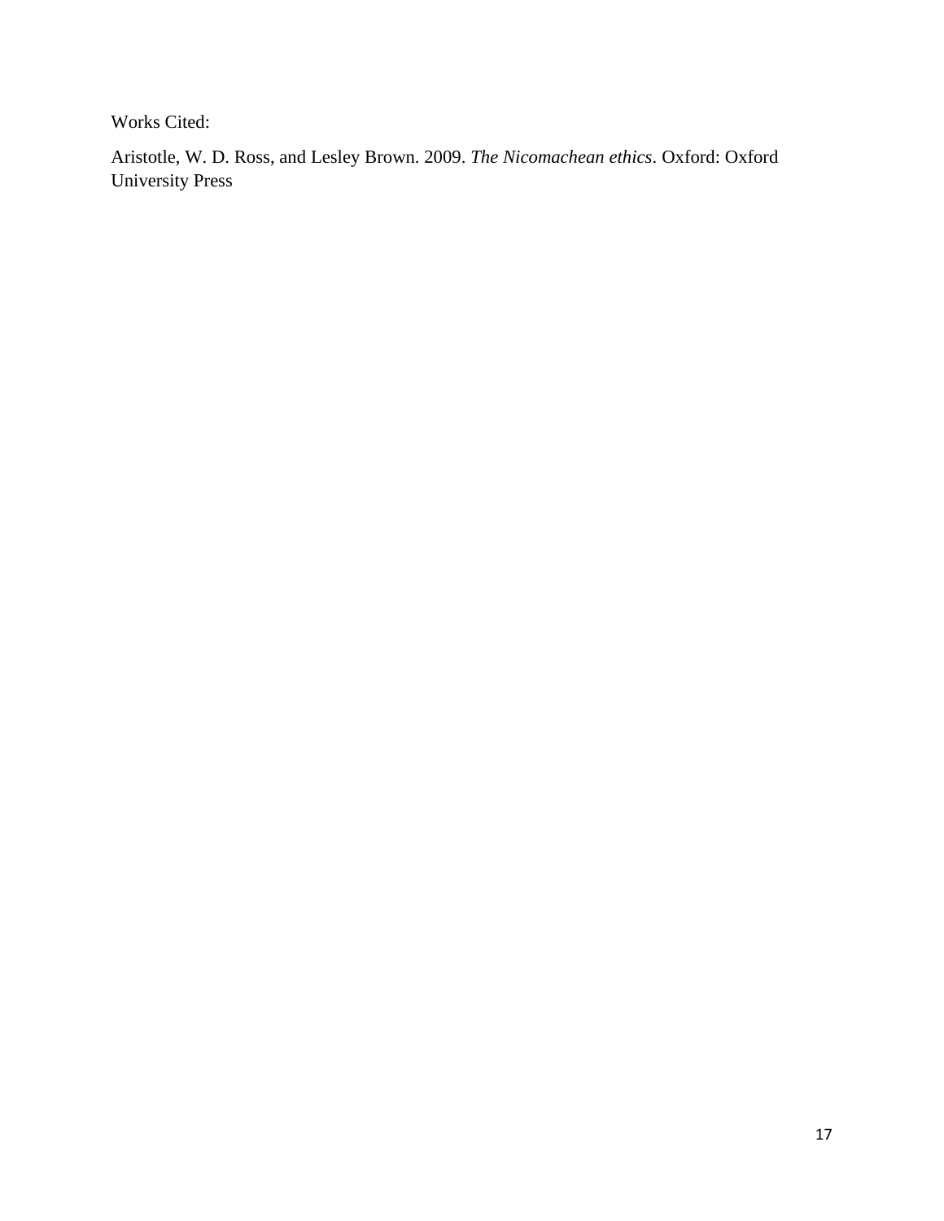Works Cited:

Aristotle, W. D. Ross, and Lesley Brown. 2009. *The Nicomachean ethics*. Oxford: Oxford University Press